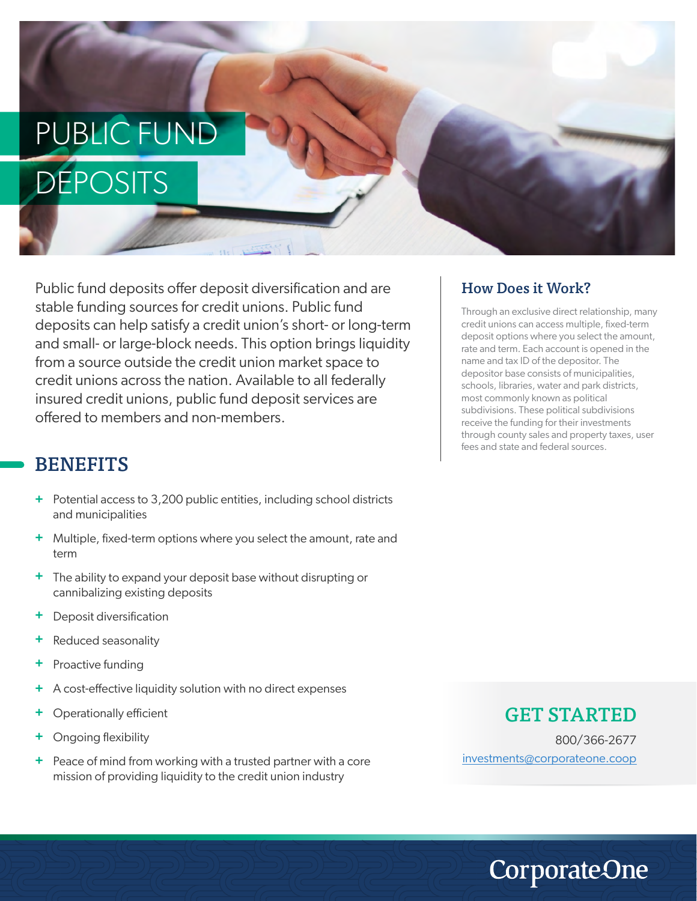# PUBLIC FUND DEPOSITS

Public fund deposits offer deposit diversification and are stable funding sources for credit unions. Public fund deposits can help satisfy a credit union's short- or long-term and small- or large-block needs. This option brings liquidity from a source outside the credit union market space to credit unions across the nation. Available to all federally insured credit unions, public fund deposit services are offered to members and non-members.

## BENEFITS

- Potential access to 3,200 public entities, including school districts and municipalities
- Multiple, fixed-term options where you select the amount, rate and term
- The ability to expand your deposit base without disrupting or cannibalizing existing deposits
- Deposit diversification
- Reduced seasonality
- Proactive funding
- A cost-effective liquidity solution with no direct expenses
- Operationally efficient
- Ongoing flexibility
- Peace of mind from working with a trusted partner with a core mission of providing liquidity to the credit union industry

## How Does it Work?

Through an exclusive direct relationship, many credit unions can access multiple, fixed-term deposit options where you select the amount, rate and term. Each account is opened in the name and tax ID of the depositor. The depositor base consists of municipalities, schools, libraries, water and park districts, most commonly known as political subdivisions. These political subdivisions receive the funding for their investments through county sales and property taxes, user fees and state and federal sources.

## GET STARTED

800/366-2677

investments@corporateone.coop

CorporateOne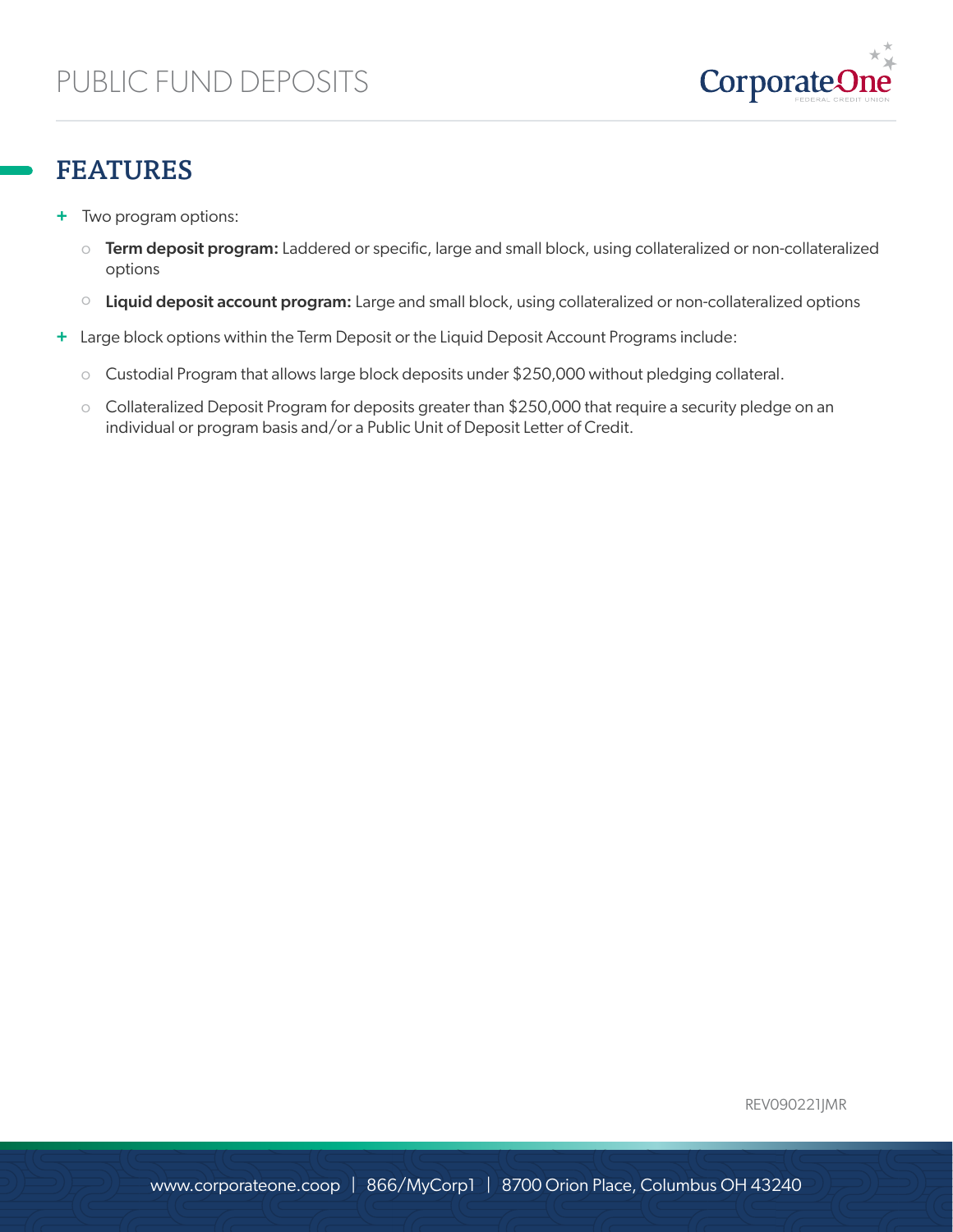## FEATURES

- Two program options:
  - **Term deposit program:** Laddered or specific, large and small block, using collateralized or non-collateralized options
  - **Liquid deposit account program:** Large and small block, using collateralized or non-collateralized options
- Large block options within the Term Deposit or the Liquid Deposit Account Programs include:
  - Custodial Program that allows large block deposits under $250,000 without pledging collateral.
  - Collateralized Deposit Program for deposits greater than $250,000 that require a security pledge on an individual or program basis and/or a Public Unit of Deposit Letter of Credit.

REV090221JMR